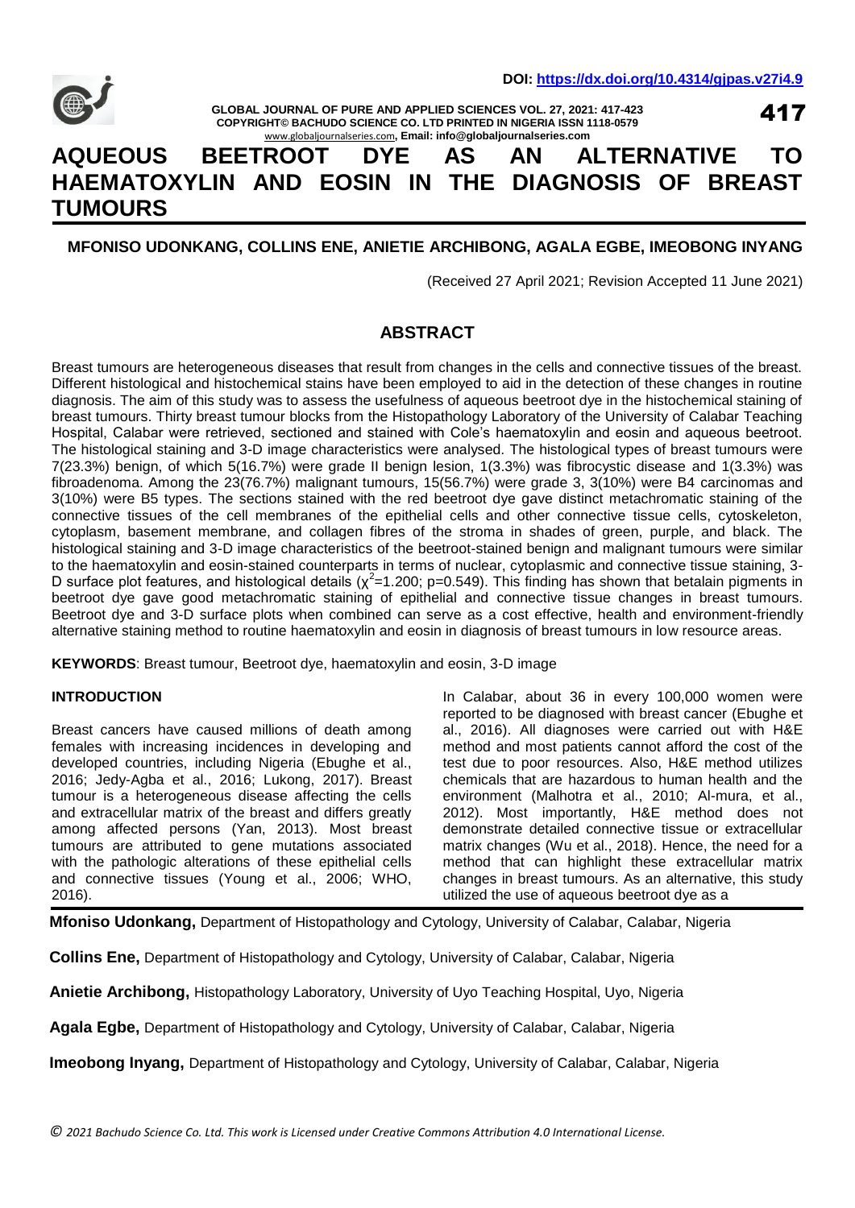**DOI: https://dx.doi.org/10.4314/gjpas.v27i4.9**

# AQUEOUS BEETROOT DYE AS AN ALTERNATIVE TO HAEMATOXYLIN AND EOSIN IN THE DIAGNOSIS OF BREAST TUMOURS

**MFONISO UDONKANG, COLLINS ENE, ANIETIE ARCHIBONG, AGALA EGBE, IMEOBONG INYANG**

(Received 27 April 2021; Revision Accepted 11 June 2021)

## ABSTRACT

Breast tumours are heterogeneous diseases that result from changes in the cells and connective tissues of the breast. Different histological and histochemical stains have been employed to aid in the detection of these changes in routine diagnosis. The aim of this study was to assess the usefulness of aqueous beetroot dye in the histochemical staining of breast tumours. Thirty breast tumour blocks from the Histopathology Laboratory of the University of Calabar Teaching Hospital, Calabar were retrieved, sectioned and stained with Cole's haematoxylin and eosin and aqueous beetroot. The histological staining and 3-D image characteristics were analysed. The histological types of breast tumours were 7(23.3%) benign, of which 5(16.7%) were grade II benign lesion, 1(3.3%) was fibrocystic disease and 1(3.3%) was fibroadenoma. Among the 23(76.7%) malignant tumours, 15(56.7%) were grade 3, 3(10%) were B4 carcinomas and 3(10%) were B5 types. The sections stained with the red beetroot dye gave distinct metachromatic staining of the connective tissues of the cell membranes of the epithelial cells and other connective tissue cells, cytoskeleton, cytoplasm, basement membrane, and collagen fibres of the stroma in shades of green, purple, and black. The histological staining and 3-D image characteristics of the beetroot-stained benign and malignant tumours were similar to the haematoxylin and eosin-stained counterparts in terms of nuclear, cytoplasmic and connective tissue staining, 3-D surface plot features, and histological details ($\chi^2$=1.200; p=0.549). This finding has shown that betalain pigments in beetroot dye gave good metachromatic staining of epithelial and connective tissue changes in breast tumours. Beetroot dye and 3-D surface plots when combined can serve as a cost effective, health and environment-friendly alternative staining method to routine haematoxylin and eosin in diagnosis of breast tumours in low resource areas.

**KEYWORDS**: Breast tumour, Beetroot dye, haematoxylin and eosin, 3-D image

## INTRODUCTION

Breast cancers have caused millions of death among females with increasing incidences in developing and developed countries, including Nigeria (Ebughe et al., 2016; Jedy-Agba et al., 2016; Lukong, 2017). Breast tumour is a heterogeneous disease affecting the cells and extracellular matrix of the breast and differs greatly among affected persons (Yan, 2013). Most breast tumours are attributed to gene mutations associated with the pathologic alterations of these epithelial cells and connective tissues (Young et al., 2006; WHO, 2016).

In Calabar, about 36 in every 100,000 women were reported to be diagnosed with breast cancer (Ebughe et al., 2016). All diagnoses were carried out with H&E method and most patients cannot afford the cost of the test due to poor resources. Also, H&E method utilizes chemicals that are hazardous to human health and the environment (Malhotra et al., 2010; Al-mura, et al., 2012). Most importantly, H&E method does not demonstrate detailed connective tissue or extracellular matrix changes (Wu et al., 2018). Hence, the need for a method that can highlight these extracellular matrix changes in breast tumours. As an alternative, this study utilized the use of aqueous beetroot dye as a

**Mfoniso Udonkang,** Department of Histopathology and Cytology, University of Calabar, Calabar, Nigeria

**Collins Ene,** Department of Histopathology and Cytology, University of Calabar, Calabar, Nigeria

**Anietie Archibong,** Histopathology Laboratory, University of Uyo Teaching Hospital, Uyo, Nigeria

**Agala Egbe,** Department of Histopathology and Cytology, University of Calabar, Calabar, Nigeria

**Imeobong Inyang,** Department of Histopathology and Cytology, University of Calabar, Calabar, Nigeria

*© 2021 Bachudo Science Co. Ltd. This work is Licensed under Creative Commons Attribution 4.0 International License.*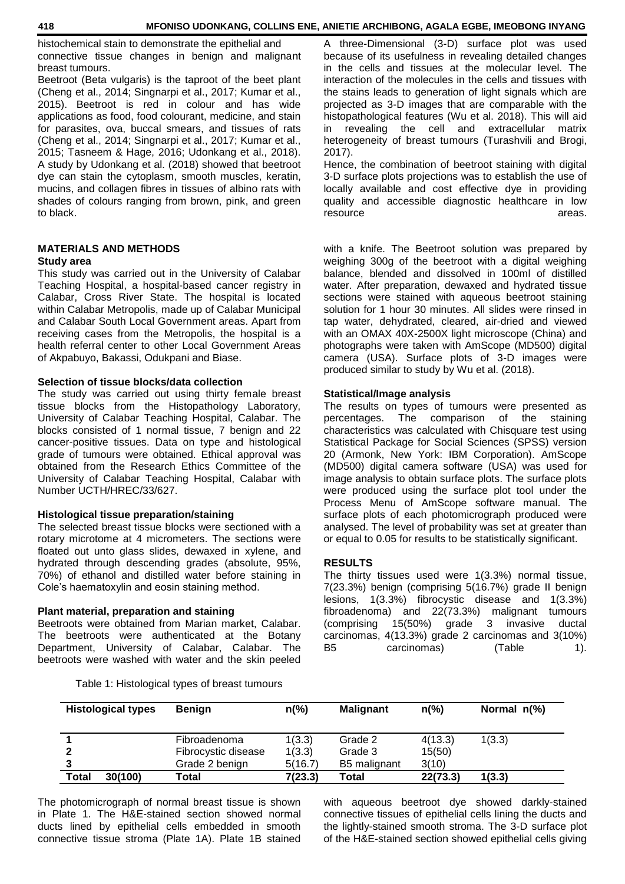histochemical stain to demonstrate the epithelial and connective tissue changes in benign and malignant breast tumours.

Beetroot (Beta vulgaris) is the taproot of the beet plant (Cheng et al., 2014; Singnarpi et al., 2017; Kumar et al., 2015). Beetroot is red in colour and has wide applications as food, food colourant, medicine, and stain for parasites, ova, buccal smears, and tissues of rats (Cheng et al., 2014; Singnarpi et al., 2017; Kumar et al., 2015; Tasneem & Hage, 2016; Udonkang et al., 2018). A study by Udonkang et al. (2018) showed that beetroot dye can stain the cytoplasm, smooth muscles, keratin, mucins, and collagen fibres in tissues of albino rats with shades of colours ranging from brown, pink, and green to black.

A three-Dimensional (3-D) surface plot was used because of its usefulness in revealing detailed changes in the cells and tissues at the molecular level. The interaction of the molecules in the cells and tissues with the stains leads to generation of light signals which are projected as 3-D images that are comparable with the histopathological features (Wu et al. 2018). This will aid in revealing the cell and extracellular matrix heterogeneity of breast tumours (Turashvili and Brogi, 2017).

Hence, the combination of beetroot staining with digital 3-D surface plots projections was to establish the use of locally available and cost effective dye in providing quality and accessible diagnostic healthcare in low resource areas.

## MATERIALS AND METHODS

### Study area

This study was carried out in the University of Calabar Teaching Hospital, a hospital-based cancer registry in Calabar, Cross River State. The hospital is located within Calabar Metropolis, made up of Calabar Municipal and Calabar South Local Government areas. Apart from receiving cases from the Metropolis, the hospital is a health referral center to other Local Government Areas of Akpabuyo, Bakassi, Odukpani and Biase.

### Selection of tissue blocks/data collection

The study was carried out using thirty female breast tissue blocks from the Histopathology Laboratory, University of Calabar Teaching Hospital, Calabar. The blocks consisted of 1 normal tissue, 7 benign and 22 cancer-positive tissues. Data on type and histological grade of tumours were obtained. Ethical approval was obtained from the Research Ethics Committee of the University of Calabar Teaching Hospital, Calabar with Number UCTH/HREC/33/627.

### Histological tissue preparation/staining

The selected breast tissue blocks were sectioned with a rotary microtome at 4 micrometers. The sections were floated out unto glass slides, dewaxed in xylene, and hydrated through descending grades (absolute, 95%, 70%) of ethanol and distilled water before staining in Cole's haematoxylin and eosin staining method.

### Plant material, preparation and staining

Beetroots were obtained from Marian market, Calabar. The beetroots were authenticated at the Botany Department, University of Calabar, Calabar. The beetroots were washed with water and the skin peeled with a knife. The Beetroot solution was prepared by weighing 300g of the beetroot with a digital weighing balance, blended and dissolved in 100ml of distilled water. After preparation, dewaxed and hydrated tissue sections were stained with aqueous beetroot staining solution for 1 hour 30 minutes. All slides were rinsed in tap water, dehydrated, cleared, air-dried and viewed with an OMAX 40X-2500X light microscope (China) and photographs were taken with AmScope (MD500) digital camera (USA). Surface plots of 3-D images were produced similar to study by Wu et al. (2018).

### Statistical/Image analysis

The results on types of tumours were presented as percentages. The comparison of the staining characteristics was calculated with Chisquare test using Statistical Package for Social Sciences (SPSS) version 20 (Armonk, New York: IBM Corporation). AmScope (MD500) digital camera software (USA) was used for image analysis to obtain surface plots. The surface plots were produced using the surface plot tool under the Process Menu of AmScope software manual. The surface plots of each photomicrograph produced were analysed. The level of probability was set at greater than or equal to 0.05 for results to be statistically significant.

## RESULTS

The thirty tissues used were 1(3.3%) normal tissue, 7(23.3%) benign (comprising 5(16.7%) grade II benign lesions, 1(3.3%) fibrocystic disease and 1(3.3%) fibroadenoma) and 22(73.3%) malignant tumours (comprising 15(50%) grade 3 invasive ductal carcinomas, 4(13.3%) grade 2 carcinomas and 3(10%) B5 carcinomas) (Table 1).

Table 1: Histological types of breast tumours

| Histological types | | Benign | n(%) | Malignant | n(%) | Normal n(%) |
|---|---|---|---|---|---|---|
| 1 | | Fibroadenoma | 1(3.3) | Grade 2 | 4(13.3) | 1(3.3) |
| 2 | | Fibrocystic disease | 1(3.3) | Grade 3 | 15(50) | |
| 3 | | Grade 2 benign | 5(16.7) | B5 malignant | 3(10) | |
| **Total** | **30(100)** | **Total** | **7(23.3)** | **Total** | **22(73.3)** | **1(3.3)** |

The photomicrograph of normal breast tissue is shown in Plate 1. The H&E-stained section showed normal ducts lined by epithelial cells embedded in smooth connective tissue stroma (Plate 1A). Plate 1B stained with aqueous beetroot dye showed darkly-stained connective tissues of epithelial cells lining the ducts and the lightly-stained smooth stroma. The 3-D surface plot of the H&E-stained section showed epithelial cells giving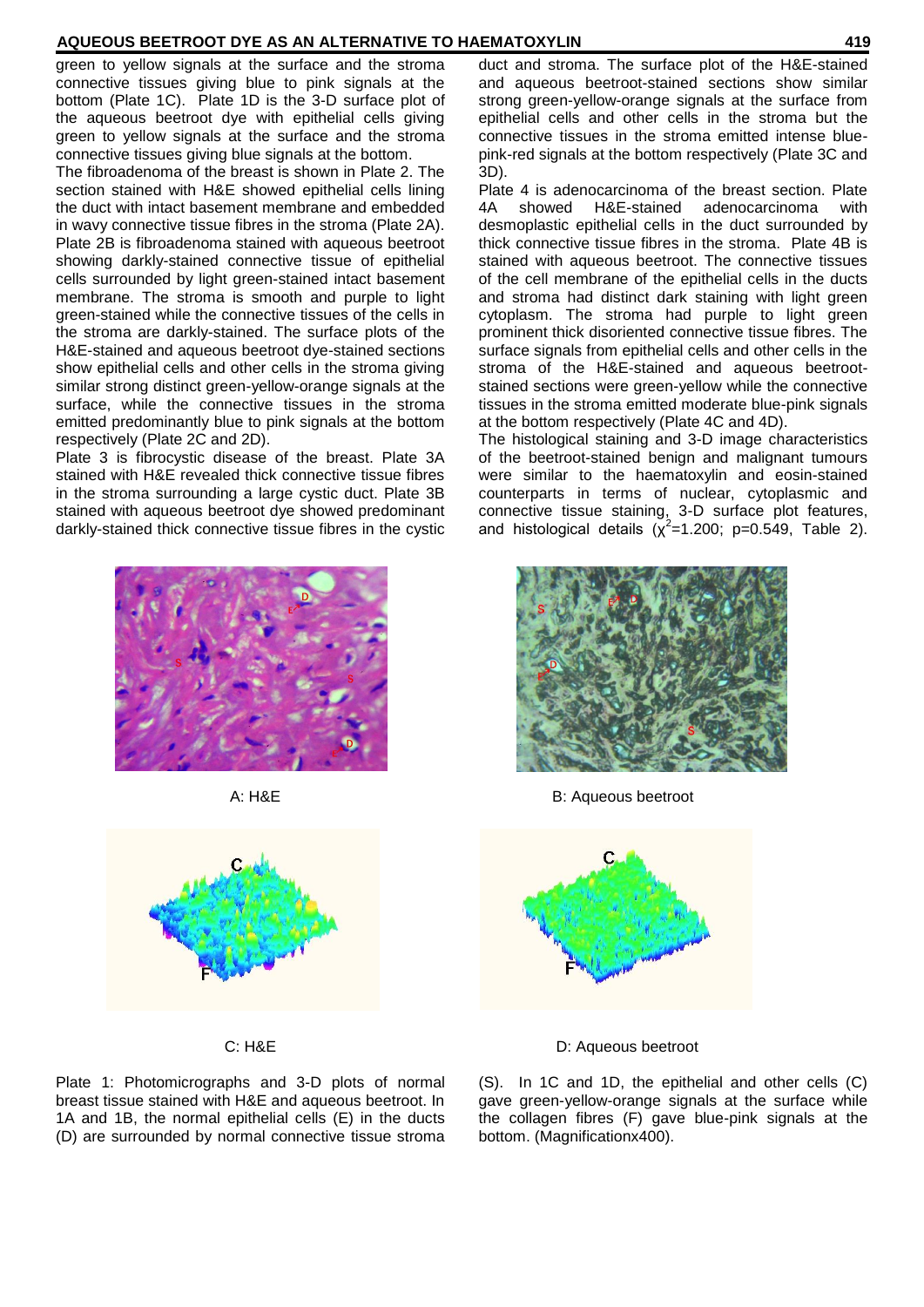green to yellow signals at the surface and the stroma connective tissues giving blue to pink signals at the bottom (Plate 1C). Plate 1D is the 3-D surface plot of the aqueous beetroot dye with epithelial cells giving green to yellow signals at the surface and the stroma connective tissues giving blue signals at the bottom.

The fibroadenoma of the breast is shown in Plate 2. The section stained with H&E showed epithelial cells lining the duct with intact basement membrane and embedded in wavy connective tissue fibres in the stroma (Plate 2A). Plate 2B is fibroadenoma stained with aqueous beetroot showing darkly-stained connective tissue of epithelial cells surrounded by light green-stained intact basement membrane. The stroma is smooth and purple to light green-stained while the connective tissues of the cells in the stroma are darkly-stained. The surface plots of the H&E-stained and aqueous beetroot dye-stained sections show epithelial cells and other cells in the stroma giving similar strong distinct green-yellow-orange signals at the surface, while the connective tissues in the stroma emitted predominantly blue to pink signals at the bottom respectively (Plate 2C and 2D).

Plate 3 is fibrocystic disease of the breast. Plate 3A stained with H&E revealed thick connective tissue fibres in the stroma surrounding a large cystic duct. Plate 3B stained with aqueous beetroot dye showed predominant darkly-stained thick connective tissue fibres in the cystic duct and stroma. The surface plot of the H&E-stained and aqueous beetroot-stained sections show similar strong green-yellow-orange signals at the surface from epithelial cells and other cells in the stroma but the connective tissues in the stroma emitted intense blue-pink-red signals at the bottom respectively (Plate 3C and 3D).

Plate 4 is adenocarcinoma of the breast section. Plate 4A showed H&E-stained adenocarcinoma with desmoplastic epithelial cells in the duct surrounded by thick connective tissue fibres in the stroma. Plate 4B is stained with aqueous beetroot. The connective tissues of the cell membrane of the epithelial cells in the ducts and stroma had distinct dark staining with light green cytoplasm. The stroma had purple to light green prominent thick disoriented connective tissue fibres. The surface signals from epithelial cells and other cells in the stroma of the H&E-stained and aqueous beetroot-stained sections were green-yellow while the connective tissues in the stroma emitted moderate blue-pink signals at the bottom respectively (Plate 4C and 4D).

The histological staining and 3-D image characteristics of the beetroot-stained benign and malignant tumours were similar to the haematoxylin and eosin-stained counterparts in terms of nuclear, cytoplasmic and connective tissue staining, 3-D surface plot features, and histological details ($\chi^2$=1.200; p=0.549, Table 2).

A: H&E

B: Aqueous beetroot

C: H&E

D: Aqueous beetroot

Plate 1: Photomicrographs and 3-D plots of normal breast tissue stained with H&E and aqueous beetroot. In 1A and 1B, the normal epithelial cells (E) in the ducts (D) are surrounded by normal connective tissue stroma (S). In 1C and 1D, the epithelial and other cells (C) gave green-yellow-orange signals at the surface while the collagen fibres (F) gave blue-pink signals at the bottom. (Magnificationx400).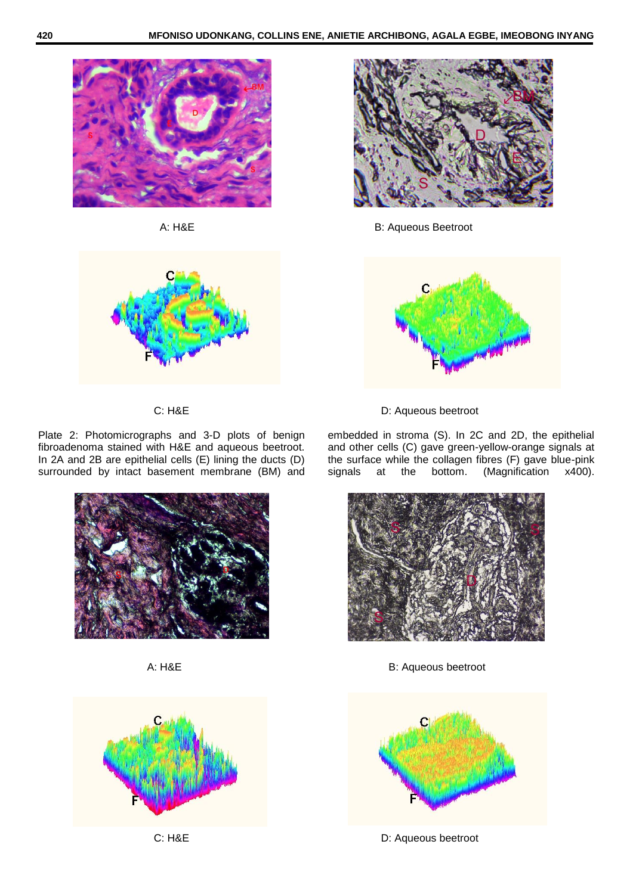A: H&E

B: Aqueous Beetroot

C: H&E

D: Aqueous beetroot

Plate 2: Photomicrographs and 3-D plots of benign fibroadenoma stained with H&E and aqueous beetroot. In 2A and 2B are epithelial cells (E) lining the ducts (D) surrounded by intact basement membrane (BM) and embedded in stroma (S). In 2C and 2D, the epithelial and other cells (C) gave green-yellow-orange signals at the surface while the collagen fibres (F) gave blue-pink signals at the bottom. (Magnification x400).

A: H&E

B: Aqueous beetroot

C: H&E

D: Aqueous beetroot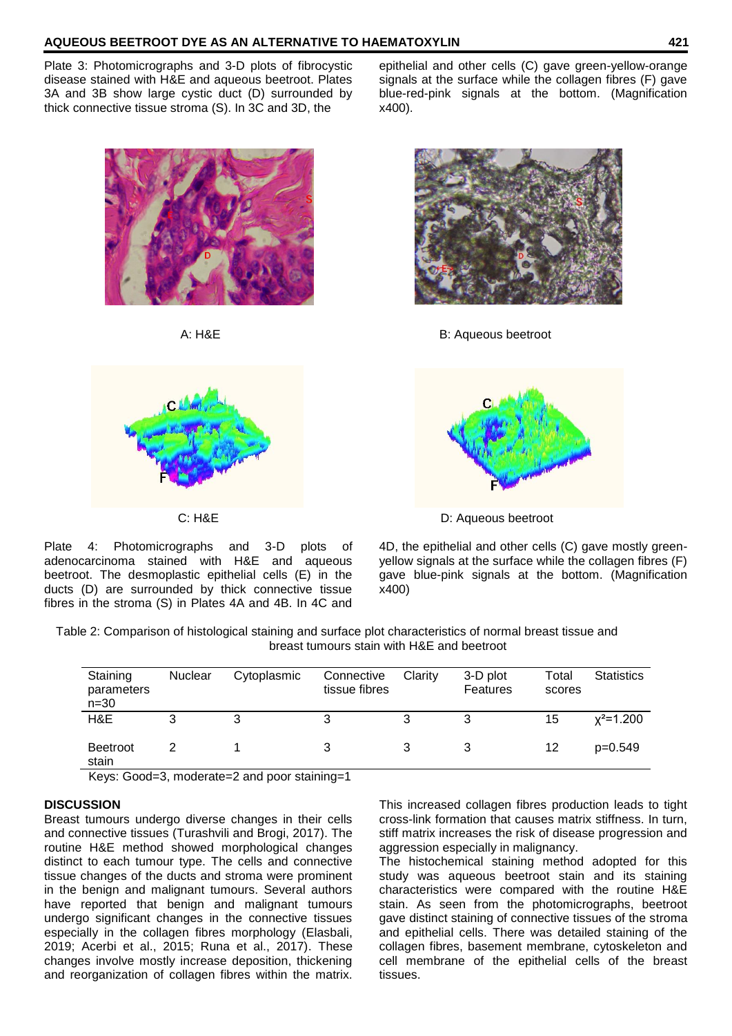Plate 3: Photomicrographs and 3-D plots of fibrocystic disease stained with H&E and aqueous beetroot. Plates 3A and 3B show large cystic duct (D) surrounded by thick connective tissue stroma (S). In 3C and 3D, the epithelial and other cells (C) gave green-yellow-orange signals at the surface while the collagen fibres (F) gave blue-red-pink signals at the bottom. (Magnification x400).

A: H&E

B: Aqueous beetroot

C: H&E

D: Aqueous beetroot

Plate 4: Photomicrographs and 3-D plots of adenocarcinoma stained with H&E and aqueous beetroot. The desmoplastic epithelial cells (E) in the ducts (D) are surrounded by thick connective tissue fibres in the stroma (S) in Plates 4A and 4B. In 4C and 4D, the epithelial and other cells (C) gave mostly green-yellow signals at the surface while the collagen fibres (F) gave blue-pink signals at the bottom. (Magnification x400)

Table 2: Comparison of histological staining and surface plot characteristics of normal breast tissue and breast tumours stain with H&E and beetroot

| Staining parameters n=30 | Nuclear | Cytoplasmic | Connective tissue fibres | Clarity | 3-D plot Features | Total scores | Statistics |
|---|---|---|---|---|---|---|---|
| H&E | 3 | 3 | 3 | 3 | 3 | 15 | $\chi^2$=1.200 |
| Beetroot stain | 2 | 1 | 3 | 3 | 3 | 12 | p=0.549 |

Keys: Good=3, moderate=2 and poor staining=1

## DISCUSSION

Breast tumours undergo diverse changes in their cells and connective tissues (Turashvili and Brogi, 2017). The routine H&E method showed morphological changes distinct to each tumour type. The cells and connective tissue changes of the ducts and stroma were prominent in the benign and malignant tumours. Several authors have reported that benign and malignant tumours undergo significant changes in the connective tissues especially in the collagen fibres morphology (Elasbali, 2019; Acerbi et al., 2015; Runa et al., 2017). These changes involve mostly increase deposition, thickening and reorganization of collagen fibres within the matrix. This increased collagen fibres production leads to tight cross-link formation that causes matrix stiffness. In turn, stiff matrix increases the risk of disease progression and aggression especially in malignancy.

The histochemical staining method adopted for this study was aqueous beetroot stain and its staining characteristics were compared with the routine H&E stain. As seen from the photomicrographs, beetroot gave distinct staining of connective tissues of the stroma and epithelial cells. There was detailed staining of the collagen fibres, basement membrane, cytoskeleton and cell membrane of the epithelial cells of the breast tissues.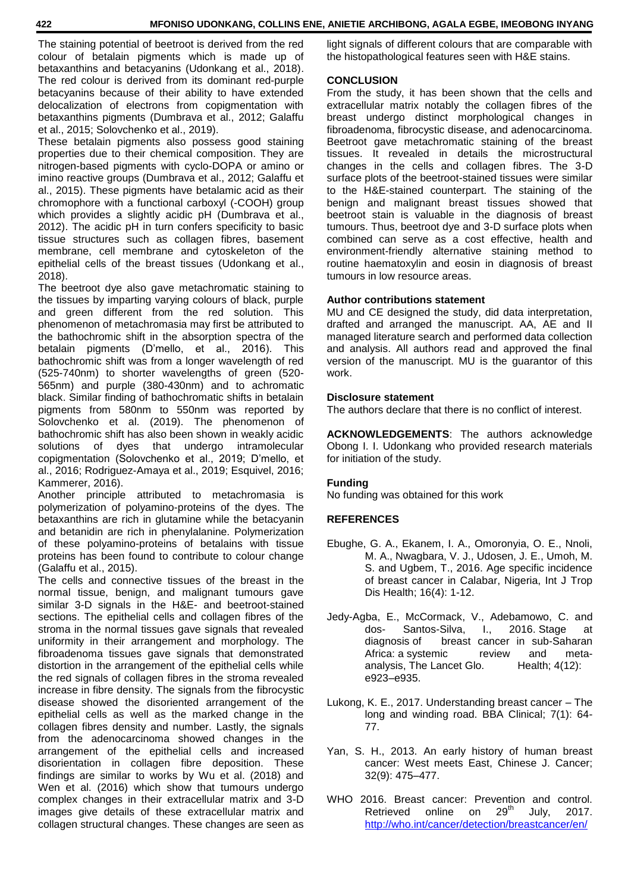The staining potential of beetroot is derived from the red colour of betalain pigments which is made up of betaxanthins and betacyanins (Udonkang et al., 2018). The red colour is derived from its dominant red-purple betacyanins because of their ability to have extended delocalization of electrons from copigmentation with betaxanthins pigments (Dumbrava et al., 2012; Galaffu et al., 2015; Solovchenko et al., 2019).

These betalain pigments also possess good staining properties due to their chemical composition. They are nitrogen-based pigments with cyclo-DOPA or amino or imino reactive groups (Dumbrava et al., 2012; Galaffu et al., 2015). These pigments have betalamic acid as their chromophore with a functional carboxyl (-COOH) group which provides a slightly acidic pH (Dumbrava et al., 2012). The acidic pH in turn confers specificity to basic tissue structures such as collagen fibres, basement membrane, cell membrane and cytoskeleton of the epithelial cells of the breast tissues (Udonkang et al., 2018).

The beetroot dye also gave metachromatic staining to the tissues by imparting varying colours of black, purple and green different from the red solution. This phenomenon of metachromasia may first be attributed to the bathochromic shift in the absorption spectra of the betalain pigments (D'mello, et al., 2016). This bathochromic shift was from a longer wavelength of red (525-740nm) to shorter wavelengths of green (520-565nm) and purple (380-430nm) and to achromatic black. Similar finding of bathochromatic shifts in betalain pigments from 580nm to 550nm was reported by Solovchenko et al. (2019). The phenomenon of bathochromic shift has also been shown in weakly acidic solutions of dyes that undergo intramolecular copigmentation (Solovchenko et al., 2019; D'mello, et al., 2016; Rodriguez-Amaya et al., 2019; Esquivel, 2016; Kammerer, 2016).

Another principle attributed to metachromasia is polymerization of polyamino-proteins of the dyes. The betaxanthins are rich in glutamine while the betacyanin and betanidin are rich in phenylalanine. Polymerization of these polyamino-proteins of betalains with tissue proteins has been found to contribute to colour change (Galaffu et al., 2015).

The cells and connective tissues of the breast in the normal tissue, benign, and malignant tumours gave similar 3-D signals in the H&E- and beetroot-stained sections. The epithelial cells and collagen fibres of the stroma in the normal tissues gave signals that revealed uniformity in their arrangement and morphology. The fibroadenoma tissues gave signals that demonstrated distortion in the arrangement of the epithelial cells while the red signals of collagen fibres in the stroma revealed increase in fibre density. The signals from the fibrocystic disease showed the disoriented arrangement of the epithelial cells as well as the marked change in the collagen fibres density and number. Lastly, the signals from the adenocarcinoma showed changes in the arrangement of the epithelial cells and increased disorientation in collagen fibre deposition. These findings are similar to works by Wu et al. (2018) and Wen et al. (2016) which show that tumours undergo complex changes in their extracellular matrix and 3-D images give details of these extracellular matrix and collagen structural changes. These changes are seen as light signals of different colours that are comparable with the histopathological features seen with H&E stains.

## CONCLUSION

From the study, it has been shown that the cells and extracellular matrix notably the collagen fibres of the breast undergo distinct morphological changes in fibroadenoma, fibrocystic disease, and adenocarcinoma. Beetroot gave metachromatic staining of the breast tissues. It revealed in details the microstructural changes in the cells and collagen fibres. The 3-D surface plots of the beetroot-stained tissues were similar to the H&E-stained counterpart. The staining of the benign and malignant breast tissues showed that beetroot stain is valuable in the diagnosis of breast tumours. Thus, beetroot dye and 3-D surface plots when combined can serve as a cost effective, health and environment-friendly alternative staining method to routine haematoxylin and eosin in diagnosis of breast tumours in low resource areas.

### Author contributions statement

MU and CE designed the study, did data interpretation, drafted and arranged the manuscript. AA, AE and II managed literature search and performed data collection and analysis. All authors read and approved the final version of the manuscript. MU is the guarantor of this work.

### Disclosure statement

The authors declare that there is no conflict of interest.

**ACKNOWLEDGEMENTS**: The authors acknowledge Obong I. I. Udonkang who provided research materials for initiation of the study.

### Funding

No funding was obtained for this work

## REFERENCES

Ebughe, G. A., Ekanem, I. A., Omoronyia, O. E., Nnoli, M. A., Nwagbara, V. J., Udosen, J. E., Umoh, M. S. and Ugbem, T., 2016. Age specific incidence of breast cancer in Calabar, Nigeria, Int J Trop Dis Health; 16(4): 1-12.

Jedy-Agba, E., McCormack, V., Adebamowo, C. and dos- Santos-Silva, I., 2016. Stage at diagnosis of breast cancer in sub-Saharan Africa: a systemic review and meta-analysis, The Lancet Glo. Health; 4(12): e923–e935.

Lukong, K. E., 2017. Understanding breast cancer – The long and winding road. BBA Clinical; 7(1): 64-77.

Yan, S. H., 2013. An early history of human breast cancer: West meets East, Chinese J. Cancer; 32(9): 475–477.

WHO 2016. Breast cancer: Prevention and control. Retrieved online on 29th July, 2017. http://who.int/cancer/detection/breastcancer/en/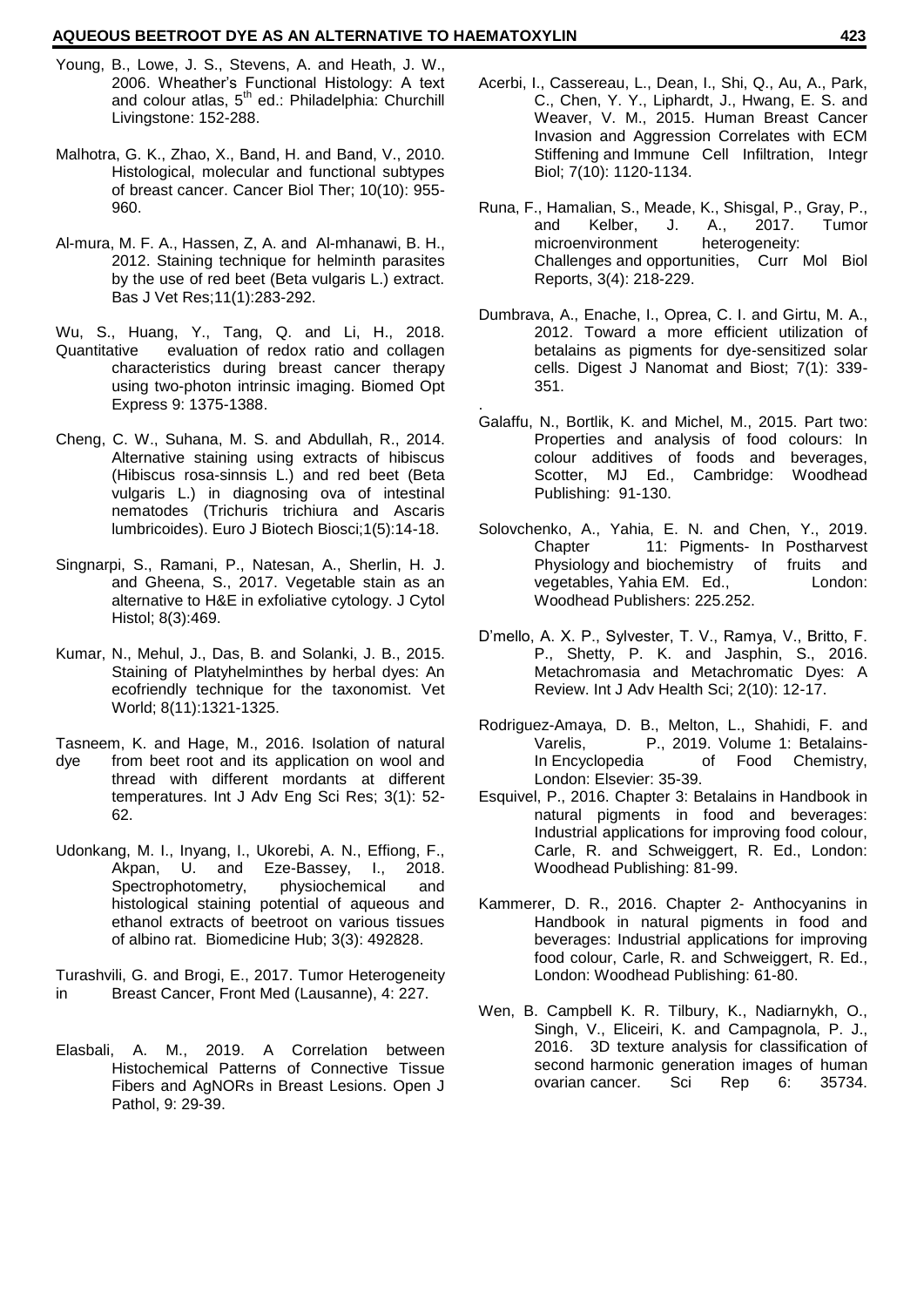Young, B., Lowe, J. S., Stevens, A. and Heath, J. W., 2006. Wheater's Functional Histology: A text and colour atlas, 5th ed.: Philadelphia: Churchill Livingstone: 152-288.

Malhotra, G. K., Zhao, X., Band, H. and Band, V., 2010. Histological, molecular and functional subtypes of breast cancer. Cancer Biol Ther; 10(10): 955-960.

Al-mura, M. F. A., Hassen, Z, A. and Al-mhanawi, B. H., 2012. Staining technique for helminth parasites by the use of red beet (Beta vulgaris L.) extract. Bas J Vet Res;11(1):283-292.

Wu, S., Huang, Y., Tang, Q. and Li, H., 2018. Quantitative evaluation of redox ratio and collagen characteristics during breast cancer therapy using two-photon intrinsic imaging. Biomed Opt Express 9: 1375-1388.

Cheng, C. W., Suhana, M. S. and Abdullah, R., 2014. Alternative staining using extracts of hibiscus (Hibiscus rosa-sinnsis L.) and red beet (Beta vulgaris L.) in diagnosing ova of intestinal nematodes (Trichuris trichiura and Ascaris lumbricoides). Euro J Biotech Biosci;1(5):14-18.

Singnarpi, S., Ramani, P., Natesan, A., Sherlin, H. J. and Gheena, S., 2017. Vegetable stain as an alternative to H&E in exfoliative cytology. J Cytol Histol; 8(3):469.

Kumar, N., Mehul, J., Das, B. and Solanki, J. B., 2015. Staining of Platyhelminthes by herbal dyes: An ecofriendly technique for the taxonomist. Vet World; 8(11):1321-1325.

Tasneem, K. and Hage, M., 2016. Isolation of natural dye from beet root and its application on wool and thread with different mordants at different temperatures. Int J Adv Eng Sci Res; 3(1): 52-62.

Udonkang, M. I., Inyang, I., Ukorebi, A. N., Effiong, F., Akpan, U. and Eze-Bassey, I., 2018. Spectrophotometry, physiochemical and histological staining potential of aqueous and ethanol extracts of beetroot on various tissues of albino rat. Biomedicine Hub; 3(3): 492828.

Turashvili, G. and Brogi, E., 2017. Tumor Heterogeneity in Breast Cancer, Front Med (Lausanne), 4: 227.

Elasbali, A. M., 2019. A Correlation between Histochemical Patterns of Connective Tissue Fibers and AgNORs in Breast Lesions. Open J Pathol, 9: 29-39.

Acerbi, I., Cassereau, L., Dean, I., Shi, Q., Au, A., Park, C., Chen, Y. Y., Liphardt, J., Hwang, E. S. and Weaver, V. M., 2015. Human Breast Cancer Invasion and Aggression Correlates with ECM Stiffening and Immune Cell Infiltration, Integr Biol; 7(10): 1120-1134.

Runa, F., Hamalian, S., Meade, K., Shisgal, P., Gray, P., and Kelber, J. A., 2017. Tumor microenvironment heterogeneity: Challenges and opportunities, Curr Mol Biol Reports, 3(4): 218-229.

Dumbrava, A., Enache, I., Oprea, C. I. and Girtu, M. A., 2012. Toward a more efficient utilization of betalains as pigments for dye-sensitized solar cells. Digest J Nanomat and Biost; 7(1): 339-351.

Galaffu, N., Bortlik, K. and Michel, M., 2015. Part two: Properties and analysis of food colours: In colour additives of foods and beverages, Scotter, MJ Ed., Cambridge: Woodhead Publishing: 91-130.

Solovchenko, A., Yahia, E. N. and Chen, Y., 2019. Chapter 11: Pigments- In Postharvest Physiology and biochemistry of fruits and vegetables, Yahia EM. Ed., London: Woodhead Publishers: 225.252.

D'mello, A. X. P., Sylvester, T. V., Ramya, V., Britto, F. P., Shetty, P. K. and Jasphin, S., 2016. Metachromasia and Metachromatic Dyes: A Review. Int J Adv Health Sci; 2(10): 12-17.

Rodriguez-Amaya, D. B., Melton, L., Shahidi, F. and Varelis, P., 2019. Volume 1: Betalains- In Encyclopedia of Food Chemistry, London: Elsevier: 35-39.

Esquivel, P., 2016. Chapter 3: Betalains in Handbook in natural pigments in food and beverages: Industrial applications for improving food colour, Carle, R. and Schweiggert, R. Ed., London: Woodhead Publishing: 81-99.

Kammerer, D. R., 2016. Chapter 2- Anthocyanins in Handbook in natural pigments in food and beverages: Industrial applications for improving food colour, Carle, R. and Schweiggert, R. Ed., London: Woodhead Publishing: 61-80.

Wen, B. Campbell K. R. Tilbury, K., Nadiarnykh, O., Singh, V., Eliceiri, K. and Campagnola, P. J., 2016. 3D texture analysis for classification of second harmonic generation images of human ovarian cancer. Sci Rep 6: 35734.